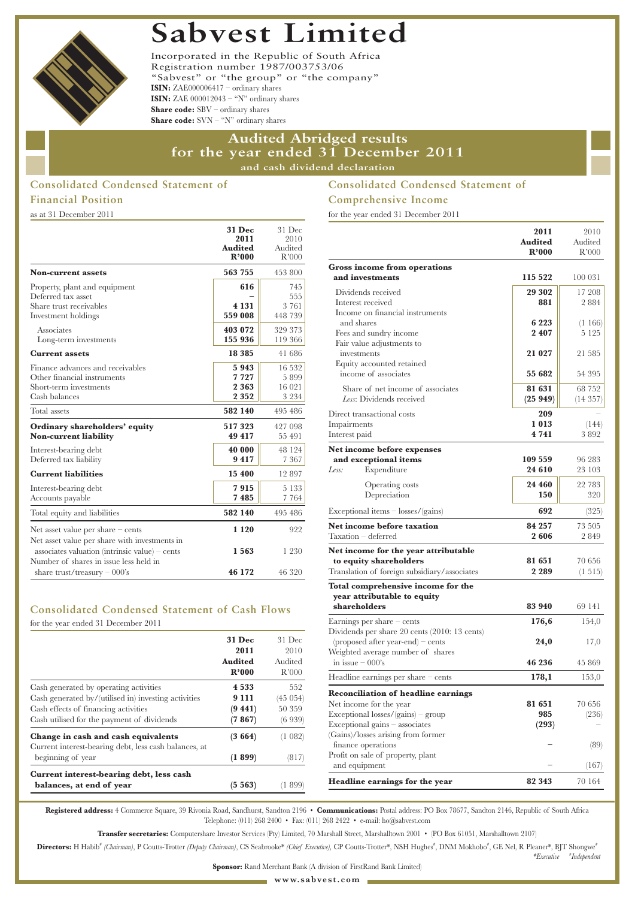# Sabvest Limited

Incorporated in the Republic of South Africa
Registration number 1987/003753/06
"Sabvest" or "the group" or "the company"
**ISIN:** ZAE000006417 – ordinary shares
**ISIN:** ZAE 000012043 – "N" ordinary shares
**Share code:** SBV – ordinary shares
**Share code:** SVN – "N" ordinary shares

## Audited Abridged results for the year ended 31 December 2011

**and cash dividend declaration**

### Consolidated Condensed Statement of Financial Position

as at 31 December 2011

| | 31 Dec 2011 Audited R'000 | 31 Dec 2010 Audited R'000 |
|---|---|---|
| **Non-current assets** | **563 755** | 453 800 |
| Property, plant and equipment | **616** | 745 |
| Deferred tax asset | – | 555 |
| Share trust receivables | **4 131** | 3 761 |
| Investment holdings | **559 008** | 448 739 |
| Associates | **403 072** | 329 373 |
| Long-term investments | **155 936** | 119 366 |
| **Current assets** | **18 385** | 41 686 |
| Finance advances and receivables | **5 943** | 16 532 |
| Other financial instruments | **7 727** | 5 899 |
| Short-term investments | **2 363** | 16 021 |
| Cash balances | **2 352** | 3 234 |
| Total assets | **582 140** | 495 486 |
| **Ordinary shareholders' equity** | **517 323** | 427 098 |
| **Non-current liability** | **49 417** | 55 491 |
| Interest-bearing debt | **40 000** | 48 124 |
| Deferred tax liability | **9 417** | 7 367 |
| **Current liabilities** | **15 400** | 12 897 |
| Interest-bearing debt | **7 915** | 5 133 |
| Accounts payable | **7 485** | 7 764 |
| Total equity and liabilities | **582 140** | 495 486 |
| Net asset value per share – cents | **1 120** | 922 |
| Net asset value per share with investments in associates valuation (intrinsic value) – cents | **1 563** | 1 230 |
| Number of shares in issue less held in share trust/treasury – 000's | **46 172** | 46 320 |

### Consolidated Condensed Statement of Cash Flows

for the year ended 31 December 2011

| | 31 Dec 2011 Audited R'000 | 31 Dec 2010 Audited R'000 |
|---|---|---|
| Cash generated by operating activities | **4 533** | 552 |
| Cash generated by/(utilised in) investing activities | **9 111** | (45 054) |
| Cash effects of financing activities | **(9 441)** | 50 359 |
| Cash utilised for the payment of dividends | **(7 867)** | (6 939) |
| **Change in cash and cash equivalents** | **(3 664)** | (1 082) |
| Current interest-bearing debt, less cash balances, at beginning of year | **(1 899)** | (817) |
| **Current interest-bearing debt, less cash balances, at end of year** | **(5 563)** | (1 899) |

### Consolidated Condensed Statement of Comprehensive Income

for the year ended 31 December 2011

| | 2011 Audited R'000 | 2010 Audited R'000 |
|---|---|---|
| **Gross income from operations and investments** | **115 522** | 100 031 |
| Dividends received | **29 302** | 17 208 |
| Interest received | **881** | 2 884 |
| Income on financial instruments and shares | **6 223** | (1 166) |
| Fees and sundry income | **2 407** | 5 125 |
| Fair value adjustments to investments | **21 027** | 21 585 |
| Equity accounted retained income of associates | **55 682** | 54 395 |
| Share of net income of associates | **81 631** | 68 752 |
| *Less*: Dividends received | **(25 949)** | (14 357) |
| Direct transactional costs | **209** | – |
| Impairments | **1 013** | (144) |
| Interest paid | **4 741** | 3 892 |
| **Net income before expenses and exceptional items** | **109 559** | 96 283 |
| *Less:* Expenditure | **24 610** | 23 103 |
| Operating costs | **24 460** | 22 783 |
| Depreciation | **150** | 320 |
| Exceptional items – losses/(gains) | **692** | (325) |
| **Net income before taxation** | **84 257** | 73 505 |
| Taxation – deferred | **2 606** | 2 849 |
| **Net income for the year attributable to equity shareholders** | **81 651** | 70 656 |
| Translation of foreign subsidiary/associates | **2 289** | (1 515) |
| **Total comprehensive income for the year attributable to equity shareholders** | **83 940** | 69 141 |
| Earnings per share – cents | **176,6** | 154,0 |
| Dividends per share 20 cents (2010: 13 cents) (proposed after year-end) – cents | **24,0** | 17,0 |
| Weighted average number of shares in issue – 000's | **46 236** | 45 869 |
| Headline earnings per share – cents | **178,1** | 153,0 |
| **Reconciliation of headline earnings** | | |
| Net income for the year | **81 651** | 70 656 |
| Exceptional losses/(gains) – group | **985** | (236) |
| Exceptional gains – associates | **(293)** | – |
| (Gains)/losses arising from former finance operations | – | (89) |
| Profit on sale of property, plant and equipment | – | (167) |
| **Headline earnings for the year** | **82 343** | 70 164 |

**Registered address:** 4 Commerce Square, 39 Rivonia Road, Sandhurst, Sandton 2196 • **Communications:** Postal address: PO Box 78677, Sandton 2146, Republic of South Africa
Telephone: (011) 268 2400 • Fax: (011) 268 2422 • e-mail: ho@sabvest.com

**Transfer secretaries:** Computershare Investor Services (Pty) Limited, 70 Marshall Street, Marshalltown 2001 • (PO Box 61051, Marshalltown 2107)

**Directors:** H Habib# *(Chairman)*, P Coutts-Trotter *(Deputy Chairman)*, CS Seabrooke* *(Chief Executive)*, CP Coutts-Trotter*, NSH Hughes#, DNM Mokhobo#, GE Nel, R Pleaner*, BJT Shongwe#
*\*Executive #Independent*

**Sponsor:** Rand Merchant Bank (A division of FirstRand Bank Limited)

**www.sabvest.com**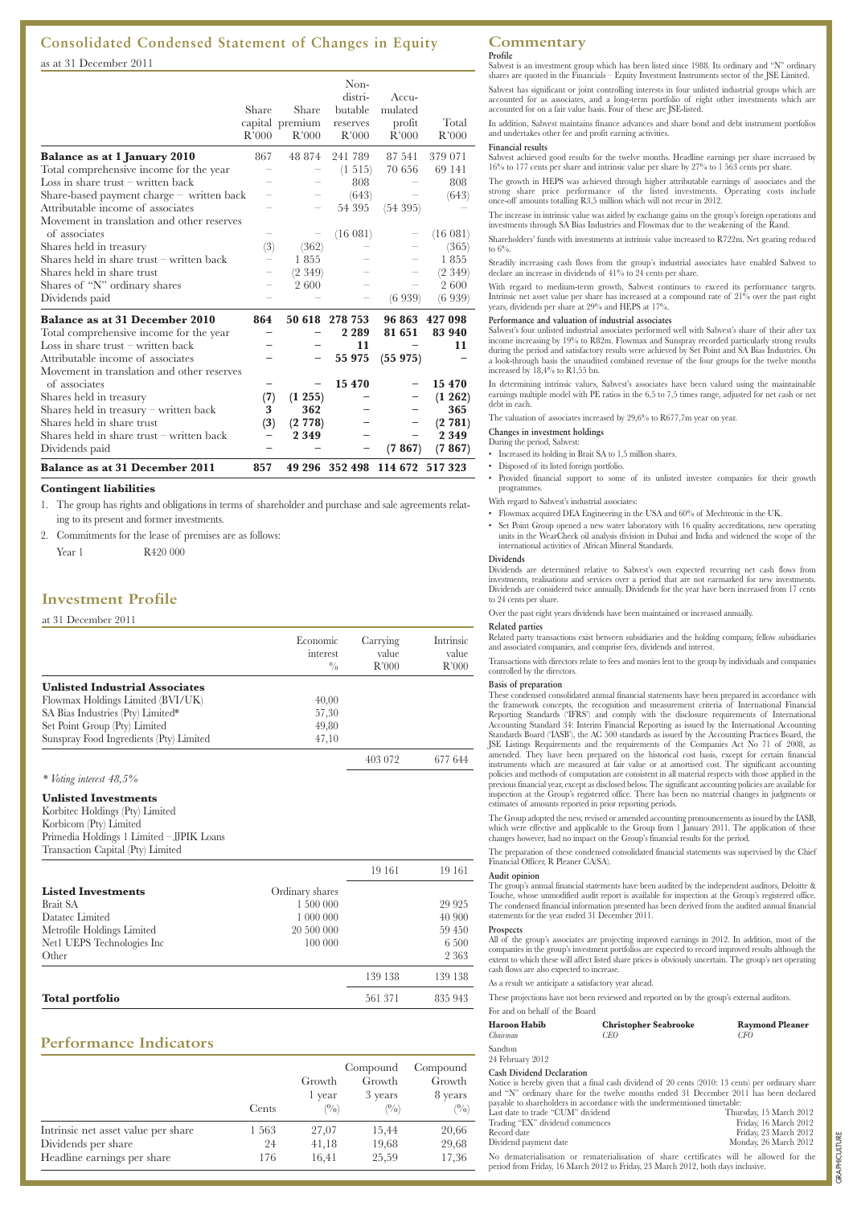## Consolidated Condensed Statement of Changes in Equity

as at 31 December 2011

| | Share capital R'000 | Share premium R'000 | Non-distributable reserves R'000 | Accumulated profit R'000 | Total R'000 |
|---|---|---|---|---|---|
| **Balance as at 1 January 2010** | 867 | 48 874 | 241 789 | 87 541 | 379 071 |
| Total comprehensive income for the year | – | – | (1 515) | 70 656 | 69 141 |
| Loss in share trust – written back | – | – | 808 | – | 808 |
| Share-based payment charge – written back | – | – | (643) | – | (643) |
| Attributable income of associates | – | – | 54 395 | (54 395) | – |
| Movement in translation and other reserves of associates | – | – | (16 081) | – | (16 081) |
| Shares held in treasury | (3) | (362) | – | – | (365) |
| Shares held in share trust – written back | – | 1 855 | – | – | 1 855 |
| Shares held in share trust | – | (2 349) | – | – | (2 349) |
| Shares of "N" ordinary shares | – | 2 600 | – | – | 2 600 |
| Dividends paid | – | – | – | (6 939) | (6 939) |
| **Balance as at 31 December 2010** | **864** | **50 618** | **278 753** | **96 863** | **427 098** |
| Total comprehensive income for the year | **–** | **–** | **2 289** | **81 651** | **83 940** |
| Loss in share trust – written back | **–** | **–** | **11** | **–** | **11** |
| Attributable income of associates | **–** | **–** | **55 975** | **(55 975)** | **–** |
| Movement in translation and other reserves of associates | **–** | **–** | **15 470** | **–** | **15 470** |
| Shares held in treasury | **(7)** | **(1 255)** | **–** | **–** | **(1 262)** |
| Shares held in treasury – written back | **3** | **362** | **–** | **–** | **365** |
| Shares held in share trust | **(3)** | **(2 778)** | **–** | **–** | **(2 781)** |
| Shares held in share trust – written back | **–** | **2 349** | **–** | **–** | **2 349** |
| Dividends paid | **–** | **–** | **–** | **(7 867)** | **(7 867)** |
| **Balance as at 31 December 2011** | **857** | **49 296** | **352 498** | **114 672** | **517 323** |

### Contingent liabilities

1. The group has rights and obligations in terms of shareholder and purchase and sale agreements relating to its present and former investments.
2. Commitments for the lease of premises are as follows:

   Year 1 R420 000

## Investment Profile

at 31 December 2011

| | Economic interest % | Carrying value R'000 | Intrinsic value R'000 |
|---|---|---|---|
| **Unlisted Industrial Associates** | | | |
| Flowmax Holdings Limited (BVI/UK) | 40,00 | | |
| SA Bias Industries (Pty) Limited* | 57,30 | | |
| Set Point Group (Pty) Limited | 49,80 | | |
| Sunspray Food Ingredients (Pty) Limited | 47,10 | | |
| | | 403 072 | 677 644 |
| *\* Voting interest 48,5%* | | | |
| **Unlisted Investments** | | | |
| Korbitec Holdings (Pty) Limited | | | |
| Korbicom (Pty) Limited | | | |
| Primedia Holdings 1 Limited – JPIK Loans | | | |
| Transaction Capital (Pty) Limited | | | |
| | | 19 161 | 19 161 |
| **Listed Investments** | Ordinary shares | | |
| Brait SA | 1 500 000 | | 29 925 |
| Datatec Limited | 1 000 000 | | 40 900 |
| Metrofile Holdings Limited | 20 500 000 | | 59 450 |
| Net1 UEPS Technologies Inc | 100 000 | | 6 500 |
| Other | | | 2 363 |
| | | 139 138 | 139 138 |
| **Total portfolio** | | 561 371 | 835 943 |

## Performance Indicators

| | Cents | Growth 1 year (%) | Compound Growth 3 years (%) | Compound Growth 8 years (%) |
|---|---|---|---|---|
| Intrinsic net asset value per share | 1 563 | 27,07 | 15,44 | 20,66 |
| Dividends per share | 24 | 41,18 | 19,68 | 29,68 |
| Headline earnings per share | 176 | 16,41 | 25,59 | 17,36 |

## Commentary

### Profile

Sabvest is an investment group which has been listed since 1988. Its ordinary and "N" ordinary shares are quoted in the Financials – Equity Investment Instruments sector of the JSE Limited.

Sabvest has significant or joint controlling interests in four unlisted industrial groups which are accounted for as associates, and a long-term portfolio of eight other investments which are accounted for on a fair value basis. Four of these are JSE-listed.

In addition, Sabvest maintains finance advances and share bond and debt instrument portfolios and undertakes other fee and profit earning activities.

### Financial results

Sabvest achieved good results for the twelve months. Headline earnings per share increased by 16% to 177 cents per share and intrinsic value per share by 27% to 1 563 cents per share.

The growth in HEPS was achieved through higher attributable earnings of associates and the strong share price performance of the listed investments. Operating costs include once-off amounts totalling R3,5 million which will not recur in 2012.

The increase in intrinsic value was aided by exchange gains on the group's foreign operations and investments through SA Bias Industries and Flowmax due to the weakening of the Rand.

Shareholders' funds with investments at intrinsic value increased to R722m. Net gearing reduced to 6%.

Steadily increasing cash flows from the group's industrial associates have enabled Sabvest to declare an increase in dividends of 41% to 24 cents per share.

With regard to medium-term growth, Sabvest continues to exceed its performance targets. Intrinsic net asset value per share has increased at a compound rate of 21% over the past eight years, dividends per share at 29% and HEPS at 17%.

### Performance and valuation of industrial associates

Sabvest's four unlisted industrial associates performed well with Sabvest's share of their after tax income increasing by 19% to R82m. Flowmax and Sunspray recorded particularly strong results during the period and satisfactory results were achieved by Set Point and SA Bias Industries. On a look-through basis the unaudited combined revenue of the four groups for the twelve months increased by 18,4% to R1,55 bn.

In determining intrinsic values, Sabvest's associates have been valued using the maintainable earnings multiple model with PE ratios in the 6,5 to 7,5 times range, adjusted for net cash or net debt in each.

The valuation of associates increased by 29,6% to R677,7m year on year.

### Changes in investment holdings

During the period, Sabvest:

- Increased its holding in Brait SA to 1,5 million shares.
- Disposed of its listed foreign portfolio.
- Provided financial support to some of its unlisted investee companies for their growth programmes.

With regard to Sabvest's industrial associates:

- Flowmax acquired DEA Engineering in the USA and 60% of Mechtronic in the UK.
- Set Point Group opened a new water laboratory with 16 quality accreditations, new operating units in the WearCheck oil analysis division in Dubai and India and widened the scope of the international activities of African Mineral Standards.

### Dividends

Dividends are determined relative to Sabvest's own expected recurring net cash flows from investments, realisations and services over a period that are not earmarked for new investments. Dividends are considered twice annually. Dividends for the year have been increased from 17 cents to 24 cents per share.

Over the past eight years dividends have been maintained or increased annually.

### Related parties

Related party transactions exist between subsidiaries and the holding company, fellow subsidiaries and associated companies, and comprise fees, dividends and interest.

Transactions with directors relate to fees and monies lent to the group by individuals and companies controlled by the directors.

### Basis of preparation

These condensed consolidated annual financial statements have been prepared in accordance with the framework concepts, the recognition and measurement criteria of International Financial Reporting Standards ('IFRS') and comply with the disclosure requirements of International Accounting Standard 34: Interim Financial Reporting as issued by the International Accounting Standards Board ('IASB'), the AC 500 standards as issued by the Accounting Practices Board, the JSE Listings Requirements and the requirements of the Companies Act No 71 of 2008, as amended. They have been prepared on the historical cost basis, except for certain financial instruments which are measured at fair value or at amortised cost. The significant accounting policies and methods of computation are consistent in all material respects with those applied in the previous financial year, except as disclosed below. The significant accounting policies are available for inspection at the Group's registered office. There has been no material changes in judgments or estimates of amounts reported in prior reporting periods.

The Group adopted the new, revised or amended accounting pronouncements as issued by the IASB, which were effective and applicable to the Group from 1 January 2011. The application of these changes however, had no impact on the Group's financial results for the period.

The preparation of these condensed consolidated financial statements was supervised by the Chief Financial Officer, R Pleaner CA(SA).

### Audit opinion

The group's annual financial statements have been audited by the independent auditors, Deloitte & Touche, whose unmodified audit report is available for inspection at the Group's registered office. The condensed financial information presented has been derived from the audited annual financial statements for the year ended 31 December 2011.

### Prospects

All of the group's associates are projecting improved earnings in 2012. In addition, most of the companies in the group's investment portfolios are expected to record improved results although the extent to which these will affect listed share prices is obviously uncertain. The group's net operating cash flows are also expected to increase.

As a result we anticipate a satisfactory year ahead.

These projections have not been reviewed and reported on by the group's external auditors.

For and on behalf of the Board

| **Haroon Habib** | **Christopher Seabrooke** | **Raymond Pleaner** |
|---|---|---|
| *Chairman* | *CEO* | *CFO* |

Sandton
24 February 2012

### Cash Dividend Declaration

Notice is hereby given that a final cash dividend of 20 cents (2010: 13 cents) per ordinary share and "N" ordinary share for the twelve months ended 31 December 2011 has been declared payable to shareholders in accordance with the undermentioned timetable:

| | |
|---|---|
| Last date to trade "CUM" dividend | Thursday, 15 March 2012 |
| Trading "EX" dividend commences | Friday, 16 March 2012 |
| Record date | Friday, 23 March 2012 |
| Dividend payment date | Monday, 26 March 2012 |

No dematerialisation or rematerialisation of share certificates will be allowed for the period from Friday, 16 March 2012 to Friday, 23 March 2012, both days inclusive.